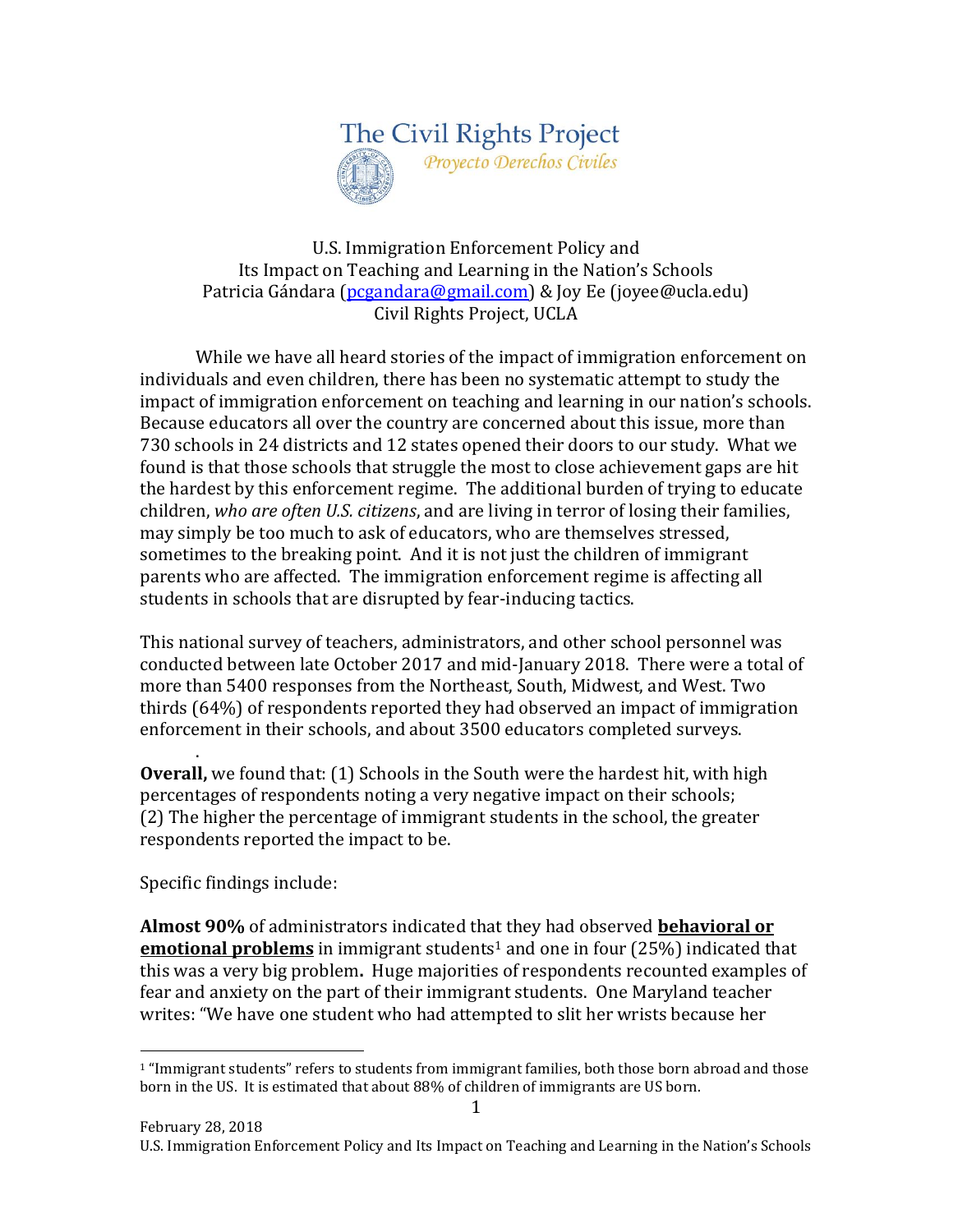The Civil Rights Project
*Proyecto Derechos Civiles*

U.S. Immigration Enforcement Policy and
Its Impact on Teaching and Learning in the Nation's Schools
Patricia Gándara (pcgandara@gmail.com) & Joy Ee (joyee@ucla.edu)
Civil Rights Project, UCLA

While we have all heard stories of the impact of immigration enforcement on individuals and even children, there has been no systematic attempt to study the impact of immigration enforcement on teaching and learning in our nation's schools. Because educators all over the country are concerned about this issue, more than 730 schools in 24 districts and 12 states opened their doors to our study. What we found is that those schools that struggle the most to close achievement gaps are hit the hardest by this enforcement regime. The additional burden of trying to educate children, *who are often U.S. citizens*, and are living in terror of losing their families, may simply be too much to ask of educators, who are themselves stressed, sometimes to the breaking point. And it is not just the children of immigrant parents who are affected. The immigration enforcement regime is affecting all students in schools that are disrupted by fear-inducing tactics.

This national survey of teachers, administrators, and other school personnel was conducted between late October 2017 and mid-January 2018. There were a total of more than 5400 responses from the Northeast, South, Midwest, and West. Two thirds (64%) of respondents reported they had observed an impact of immigration enforcement in their schools, and about 3500 educators completed surveys.

**Overall,** we found that: (1) Schools in the South were the hardest hit, with high percentages of respondents noting a very negative impact on their schools; (2) The higher the percentage of immigrant students in the school, the greater respondents reported the impact to be.

Specific findings include:

**Almost 90%** of administrators indicated that they had observed **behavioral or emotional problems** in immigrant students[1] and one in four (25%) indicated that this was a very big problem**.** Huge majorities of respondents recounted examples of fear and anxiety on the part of their immigrant students. One Maryland teacher writes: "We have one student who had attempted to slit her wrists because her

[1] "Immigrant students" refers to students from immigrant families, both those born abroad and those born in the US. It is estimated that about 88% of children of immigrants are US born.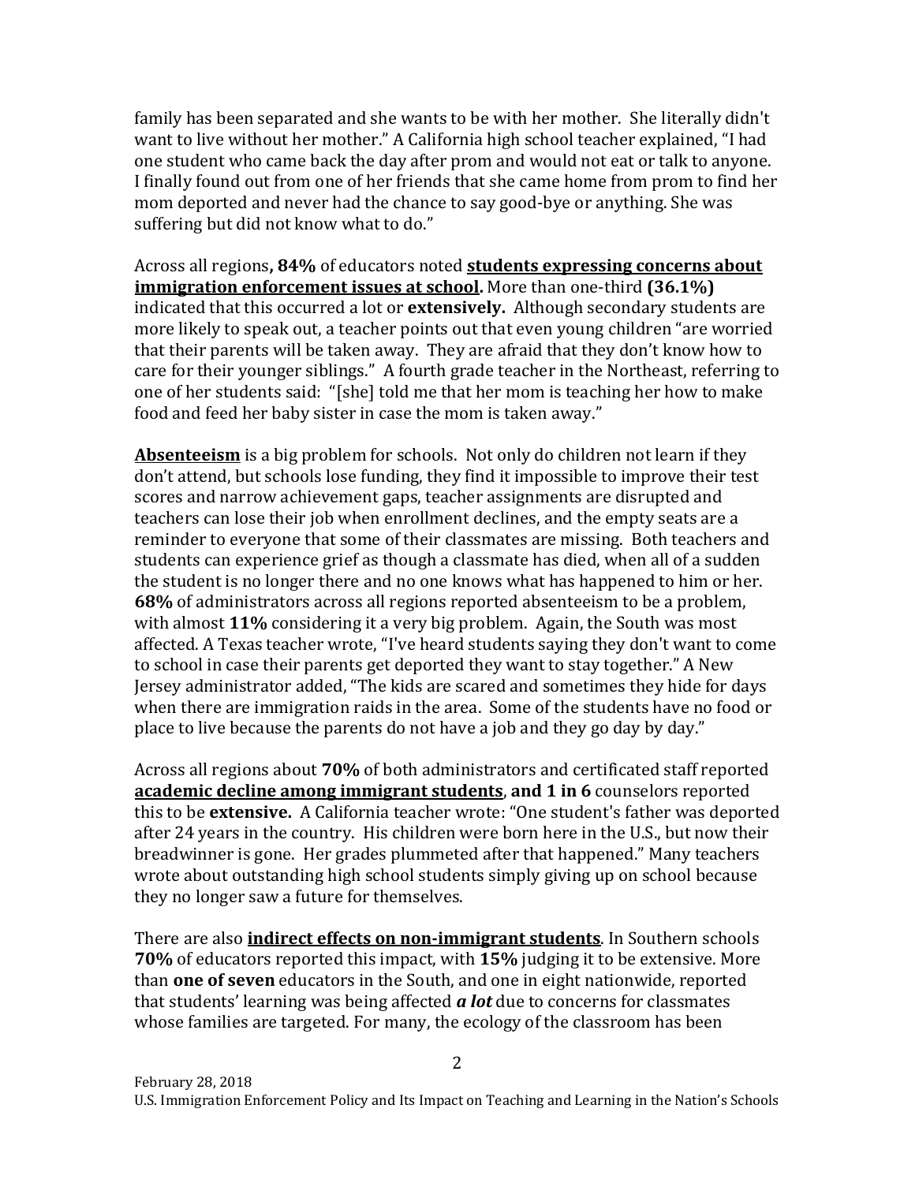family has been separated and she wants to be with her mother. She literally didn't want to live without her mother." A California high school teacher explained, "I had one student who came back the day after prom and would not eat or talk to anyone. I finally found out from one of her friends that she came home from prom to find her mom deported and never had the chance to say good-bye or anything. She was suffering but did not know what to do."

Across all regions**, 84%** of educators noted **students expressing concerns about immigration enforcement issues at school.** More than one-third **(36.1%)** indicated that this occurred a lot or **extensively.** Although secondary students are more likely to speak out, a teacher points out that even young children "are worried that their parents will be taken away. They are afraid that they don't know how to care for their younger siblings." A fourth grade teacher in the Northeast, referring to one of her students said: "[she] told me that her mom is teaching her how to make food and feed her baby sister in case the mom is taken away."

**Absenteeism** is a big problem for schools. Not only do children not learn if they don't attend, but schools lose funding, they find it impossible to improve their test scores and narrow achievement gaps, teacher assignments are disrupted and teachers can lose their job when enrollment declines, and the empty seats are a reminder to everyone that some of their classmates are missing. Both teachers and students can experience grief as though a classmate has died, when all of a sudden the student is no longer there and no one knows what has happened to him or her. **68%** of administrators across all regions reported absenteeism to be a problem, with almost **11%** considering it a very big problem. Again, the South was most affected. A Texas teacher wrote, "I've heard students saying they don't want to come to school in case their parents get deported they want to stay together." A New Jersey administrator added, "The kids are scared and sometimes they hide for days when there are immigration raids in the area. Some of the students have no food or place to live because the parents do not have a job and they go day by day."

Across all regions about **70%** of both administrators and certificated staff reported **academic decline among immigrant students**, **and 1 in 6** counselors reported this to be **extensive.** A California teacher wrote: "One student's father was deported after 24 years in the country. His children were born here in the U.S., but now their breadwinner is gone. Her grades plummeted after that happened." Many teachers wrote about outstanding high school students simply giving up on school because they no longer saw a future for themselves.

There are also **indirect effects on non-immigrant students**. In Southern schools **70%** of educators reported this impact, with **15%** judging it to be extensive. More than **one of seven** educators in the South, and one in eight nationwide, reported that students' learning was being affected ***a lot*** due to concerns for classmates whose families are targeted. For many, the ecology of the classroom has been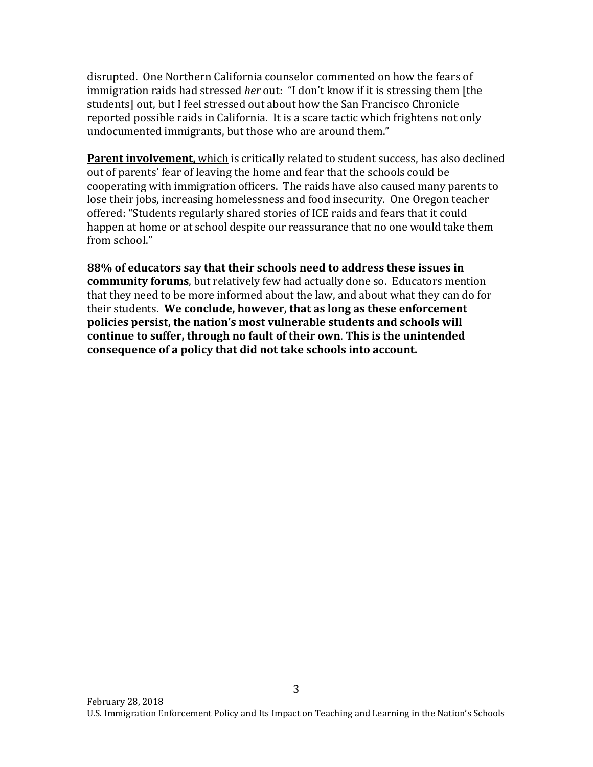disrupted. One Northern California counselor commented on how the fears of immigration raids had stressed *her* out: "I don't know if it is stressing them [the students] out, but I feel stressed out about how the San Francisco Chronicle reported possible raids in California. It is a scare tactic which frightens not only undocumented immigrants, but those who are around them."

<u>**Parent involvement,** which</u> is critically related to student success, has also declined out of parents' fear of leaving the home and fear that the schools could be cooperating with immigration officers. The raids have also caused many parents to lose their jobs, increasing homelessness and food insecurity. One Oregon teacher offered: "Students regularly shared stories of ICE raids and fears that it could happen at home or at school despite our reassurance that no one would take them from school."

**88% of educators say that their schools need to address these issues in community forums**, but relatively few had actually done so. Educators mention that they need to be more informed about the law, and about what they can do for their students. **We conclude, however, that as long as these enforcement policies persist, the nation's most vulnerable students and schools will continue to suffer, through no fault of their own**. **This is the unintended consequence of a policy that did not take schools into account.**